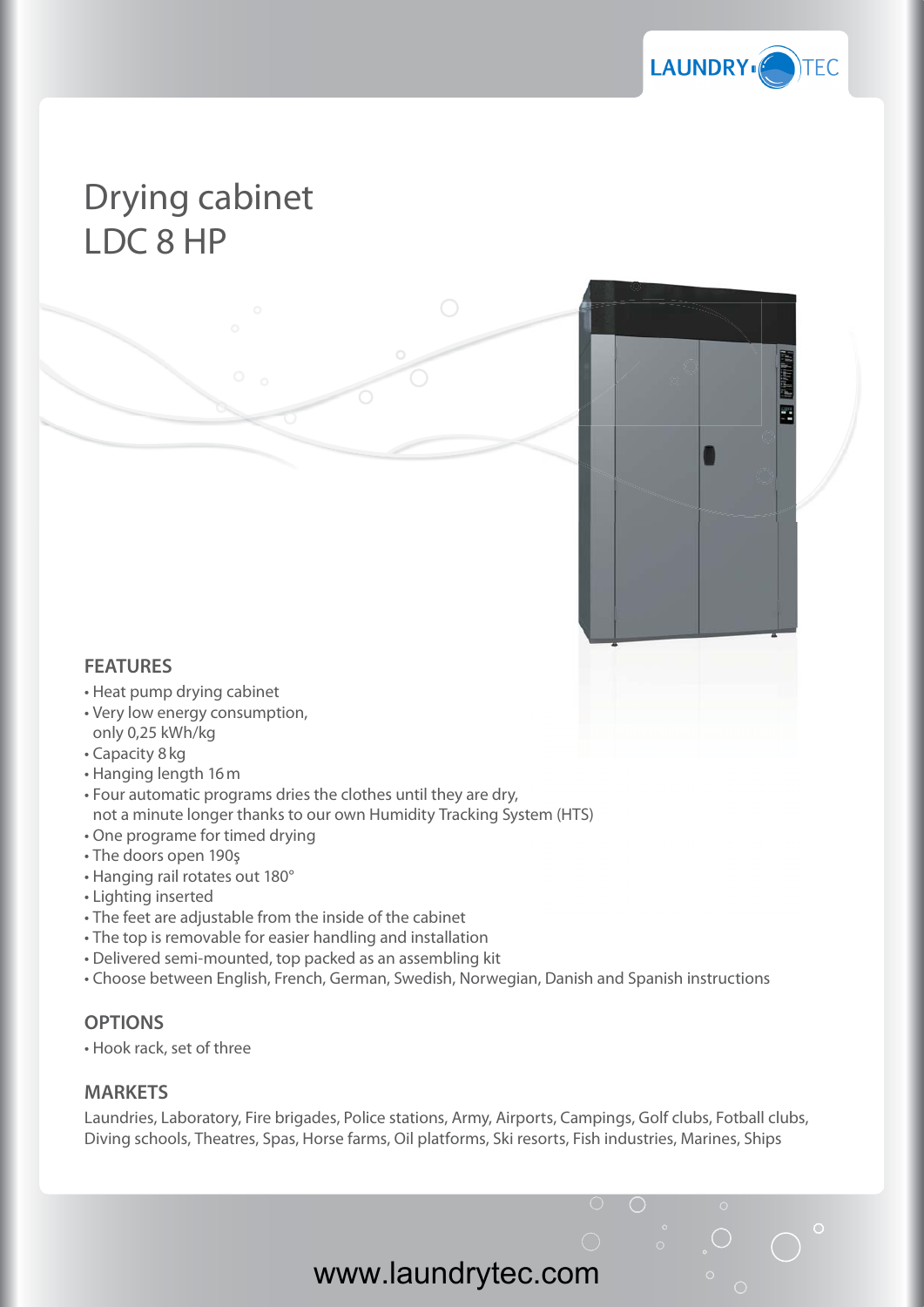# Drying cabinet
# LDC 8 HP

## FEATURES

- Heat pump drying cabinet
- Very low energy consumption, only 0,25 kWh/kg
- Capacity 8 kg
- Hanging length 16 m
- Four automatic programs dries the clothes until they are dry, not a minute longer thanks to our own Humidity Tracking System (HTS)
- One programe for timed drying
- The doors open 190ş
- Hanging rail rotates out 180°
- Lighting inserted
- The feet are adjustable from the inside of the cabinet
- The top is removable for easier handling and installation
- Delivered semi-mounted, top packed as an assembling kit
- Choose between English, French, German, Swedish, Norwegian, Danish and Spanish instructions

## OPTIONS

- Hook rack, set of three

## MARKETS

Laundries, Laboratory, Fire brigades, Police stations, Army, Airports, Campings, Golf clubs, Fotball clubs, Diving schools, Theatres, Spas, Horse farms, Oil platforms, Ski resorts, Fish industries, Marines, Ships

www.laundrytec.com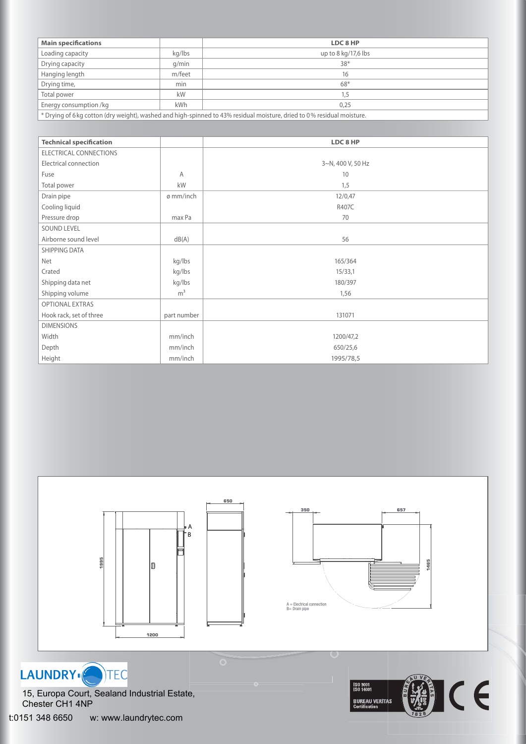| Main specifications | | LDC 8 HP |
| --- | --- | --- |
| Loading capacity | kg/lbs | up to 8 kg/17,6 lbs |
| Drying capacity | g/min | 38* |
| Hanging length | m/feet | 16 |
| Drying time, | min | 68* |
| Total power | kW | 1,5 |
| Energy consumption /kg | kWh | 0,25 |

* Drying of 6 kg cotton (dry weight), washed and high-spinned to 43% residual moisture, dried to 0% residual moisture.

| Technical specification | | LDC 8 HP |
| --- | --- | --- |
| ELECTRICAL CONNECTIONS | | |
| Electrical connection | | 3~N, 400 V, 50 Hz |
| Fuse | A | 10 |
| Total power | kW | 1,5 |
| Drain pipe | ø mm/inch | 12/0,47 |
| Cooling liquid | | R407C |
| Pressure drop | max Pa | 70 |
| SOUND LEVEL | | |
| Airborne sound level | dB(A) | 56 |
| SHIPPING DATA | | |
| Net | kg/lbs | 165/364 |
| Crated | kg/lbs | 15/33,1 |
| Shipping data net | kg/lbs | 180/397 |
| Shipping volume | $m^3$ | 1,56 |
| OPTIONAL EXTRAS | | |
| Hook rack, set of three | part number | 131071 |
| DIMENSIONS | | |
| Width | mm/inch | 1200/47,2 |
| Depth | mm/inch | 650/25,6 |
| Height | mm/inch | 1995/78,5 |

1995
1200
A
B
650
350
657
1465

A = Electrical connection
B= Drain pipe

LAUNDRYTEC

15, Europa Court, Sealand Industrial Estate,
Chester CH1 4NP

t:0151 348 6650 w: www.laundrytec.com

ISO 9001
ISO 14001
BUREAU VERITAS Certification